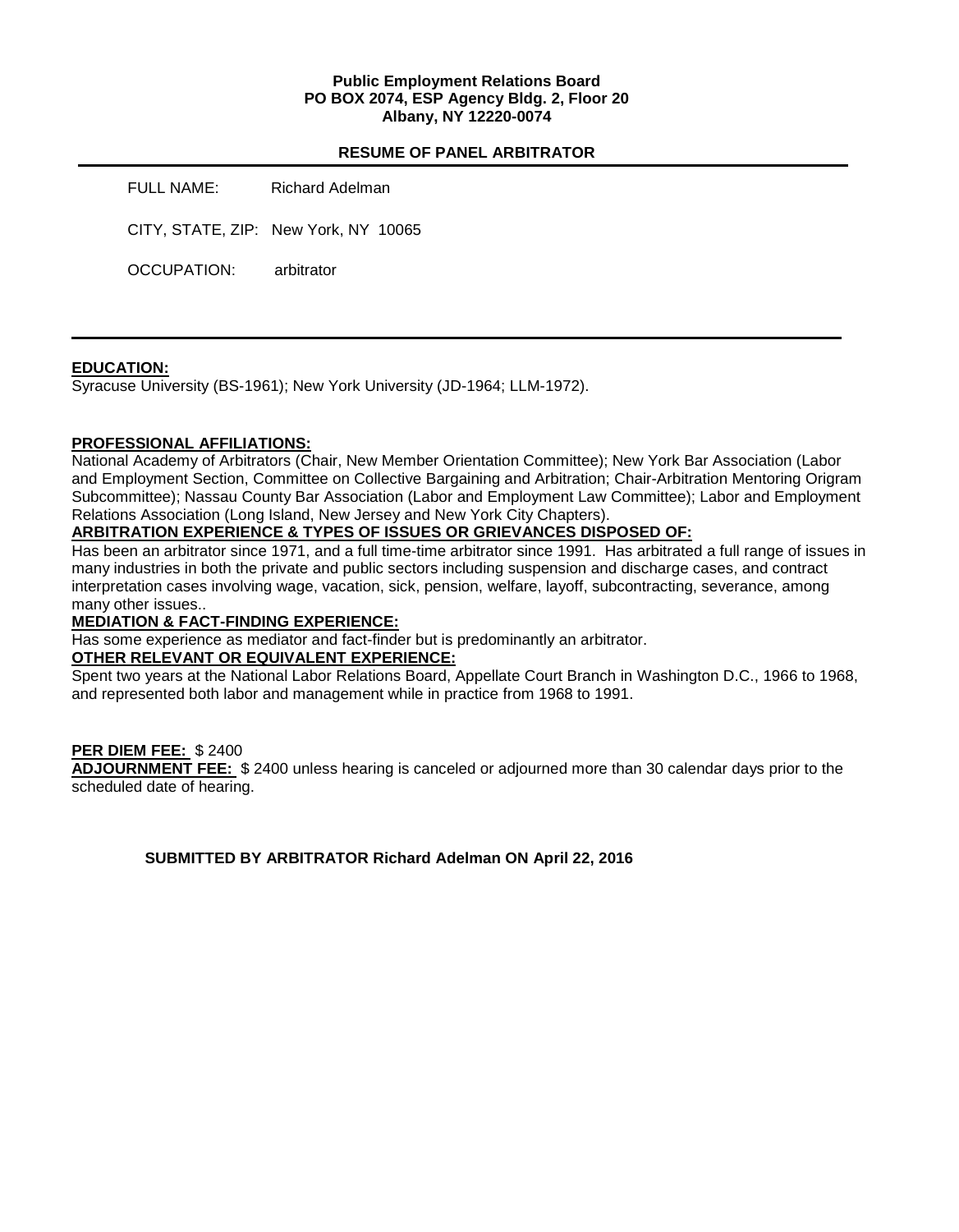**Public Employment Relations Board**
**PO BOX 2074, ESP Agency Bldg. 2, Floor 20**
**Albany, NY 12220-0074**

**RESUME OF PANEL ARBITRATOR**

FULL NAME: Richard Adelman

CITY, STATE, ZIP: New York, NY 10065

OCCUPATION: arbitrator

---

**EDUCATION:**
Syracuse University (BS-1961); New York University (JD-1964; LLM-1972).

**PROFESSIONAL AFFILIATIONS:**
National Academy of Arbitrators (Chair, New Member Orientation Committee); New York Bar Association (Labor and Employment Section, Committee on Collective Bargaining and Arbitration; Chair-Arbitration Mentoring Origram Subcommittee); Nassau County Bar Association (Labor and Employment Law Committee); Labor and Employment Relations Association (Long Island, New Jersey and New York City Chapters).

**ARBITRATION EXPERIENCE & TYPES OF ISSUES OR GRIEVANCES DISPOSED OF:**
Has been an arbitrator since 1971, and a full time-time arbitrator since 1991. Has arbitrated a full range of issues in many industries in both the private and public sectors including suspension and discharge cases, and contract interpretation cases involving wage, vacation, sick, pension, welfare, layoff, subcontracting, severance, among many other issues..

**MEDIATION & FACT-FINDING EXPERIENCE:**
Has some experience as mediator and fact-finder but is predominantly an arbitrator.

**OTHER RELEVANT OR EQUIVALENT EXPERIENCE:**
Spent two years at the National Labor Relations Board, Appellate Court Branch in Washington D.C., 1966 to 1968, and represented both labor and management while in practice from 1968 to 1991.

**PER DIEM FEE:** $ 2400

**ADJOURNMENT FEE:** $ 2400 unless hearing is canceled or adjourned more than 30 calendar days prior to the scheduled date of hearing.

**SUBMITTED BY ARBITRATOR Richard Adelman ON April 22, 2016**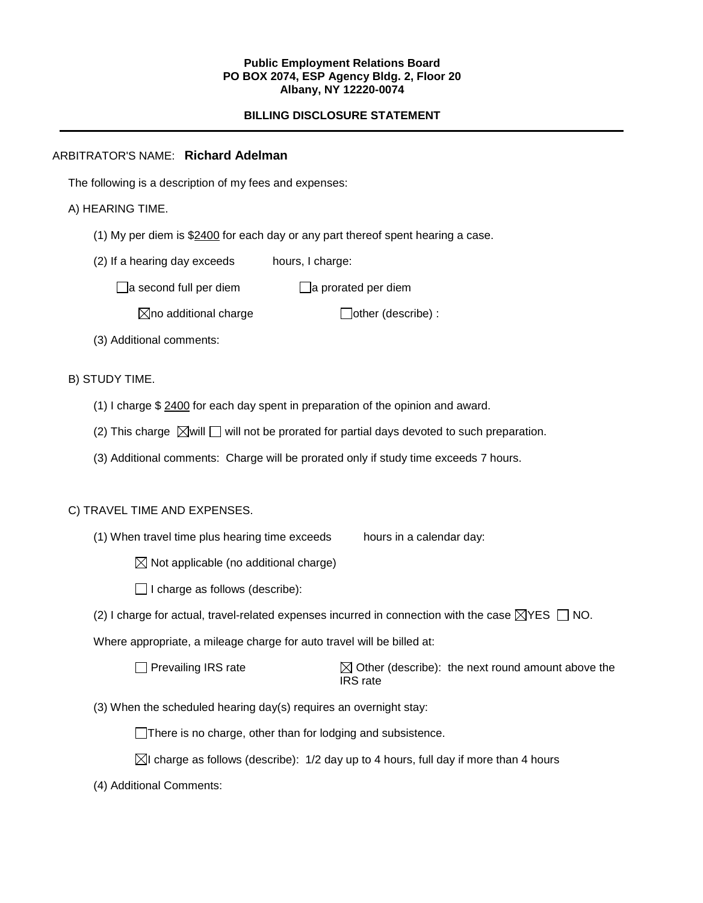**Public Employment Relations Board**
**PO BOX 2074, ESP Agency Bldg. 2, Floor 20**
**Albany, NY 12220-0074**

**BILLING DISCLOSURE STATEMENT**

---

ARBITRATOR'S NAME: **Richard Adelman**

The following is a description of my fees and expenses:

A) HEARING TIME.

(1) My per diem is $2400 for each day or any part thereof spent hearing a case.

(2) If a hearing day exceeds hours, I charge:

☐ a second full per diem ☐ a prorated per diem

☒ no additional charge ☐ other (describe) :

(3) Additional comments:

B) STUDY TIME.

(1) I charge $ 2400 for each day spent in preparation of the opinion and award.

(2) This charge ☒ will ☐ will not be prorated for partial days devoted to such preparation.

(3) Additional comments: Charge will be prorated only if study time exceeds 7 hours.

C) TRAVEL TIME AND EXPENSES.

(1) When travel time plus hearing time exceeds hours in a calendar day:

☒ Not applicable (no additional charge)

☐ I charge as follows (describe):

(2) I charge for actual, travel-related expenses incurred in connection with the case ☒ YES ☐ NO.

Where appropriate, a mileage charge for auto travel will be billed at:

☐ Prevailing IRS rate ☒ Other (describe): the next round amount above the IRS rate

(3) When the scheduled hearing day(s) requires an overnight stay:

☐ There is no charge, other than for lodging and subsistence.

☒ I charge as follows (describe): 1/2 day up to 4 hours, full day if more than 4 hours

(4) Additional Comments: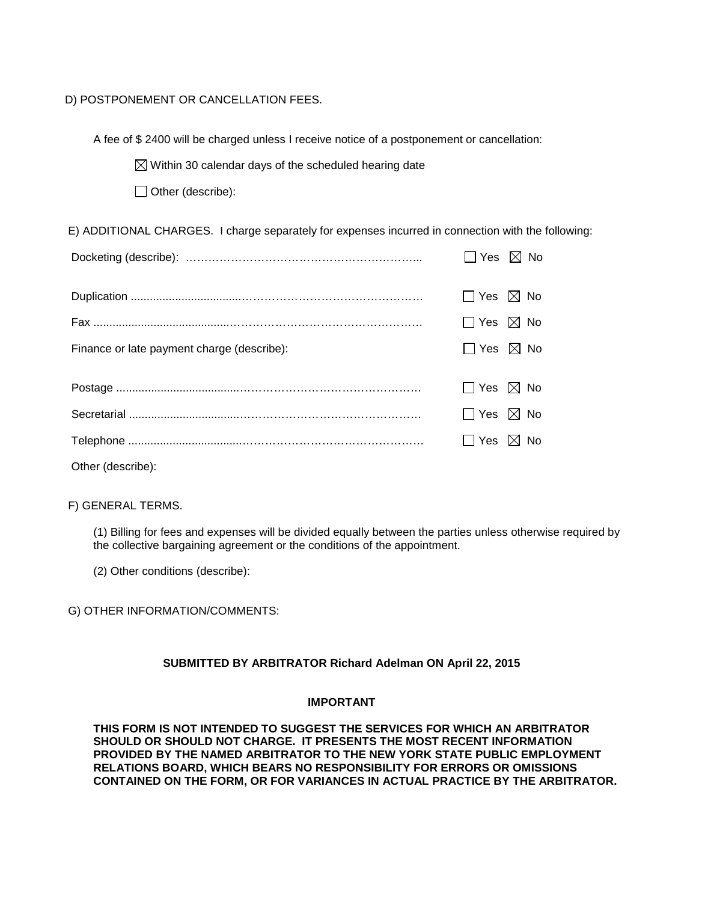D) POSTPONEMENT OR CANCELLATION FEES.

A fee of $ 2400 will be charged unless I receive notice of a postponement or cancellation:

☒ Within 30 calendar days of the scheduled hearing date

☐ Other (describe):

E) ADDITIONAL CHARGES. I charge separately for expenses incurred in connection with the following:

| | |
|---|---|
| Docketing (describe): ……………………………………………………… | ☐ Yes ☒ No |
| Duplication ……………………………………………………… | ☐ Yes ☒ No |
| Fax ……………………………………………………… | ☐ Yes ☒ No |
| Finance or late payment charge (describe): | ☐ Yes ☒ No |
| Postage ……………………………………………………… | ☐ Yes ☒ No |
| Secretarial ……………………………………………………… | ☐ Yes ☒ No |
| Telephone ……………………………………………………… | ☐ Yes ☒ No |

Other (describe):

F) GENERAL TERMS.

(1) Billing for fees and expenses will be divided equally between the parties unless otherwise required by the collective bargaining agreement or the conditions of the appointment.

(2) Other conditions (describe):

G) OTHER INFORMATION/COMMENTS:

**SUBMITTED BY ARBITRATOR Richard Adelman ON April 22, 2015**

**IMPORTANT**

**THIS FORM IS NOT INTENDED TO SUGGEST THE SERVICES FOR WHICH AN ARBITRATOR SHOULD OR SHOULD NOT CHARGE. IT PRESENTS THE MOST RECENT INFORMATION PROVIDED BY THE NAMED ARBITRATOR TO THE NEW YORK STATE PUBLIC EMPLOYMENT RELATIONS BOARD, WHICH BEARS NO RESPONSIBILITY FOR ERRORS OR OMISSIONS CONTAINED ON THE FORM, OR FOR VARIANCES IN ACTUAL PRACTICE BY THE ARBITRATOR.**